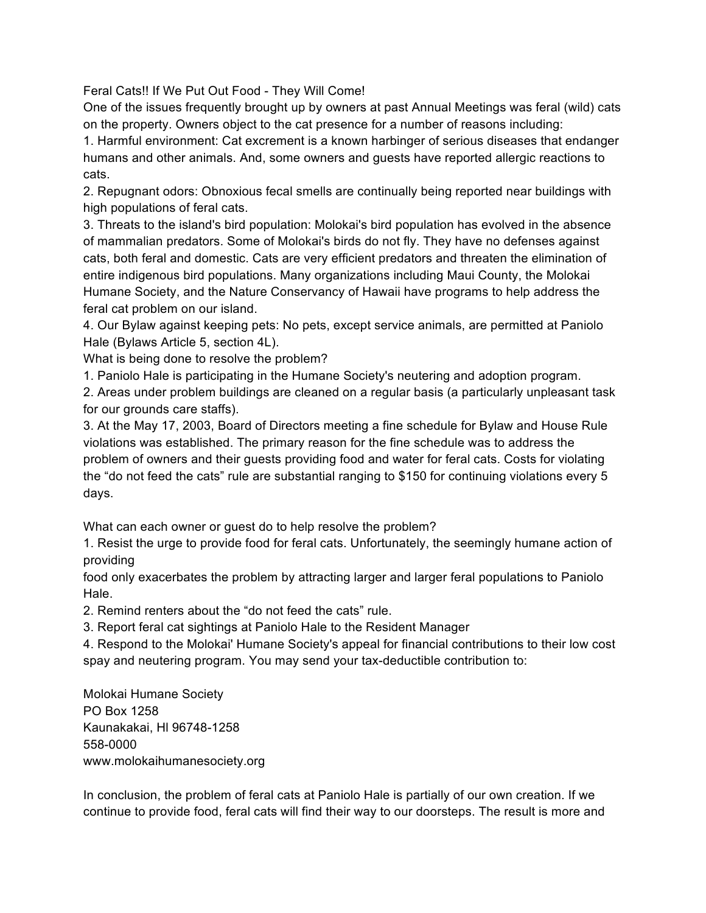Feral Cats!! If We Put Out Food - They Will Come!

One of the issues frequently brought up by owners at past Annual Meetings was feral (wild) cats on the property. Owners object to the cat presence for a number of reasons including:

1. Harmful environment: Cat excrement is a known harbinger of serious diseases that endanger humans and other animals. And, some owners and guests have reported allergic reactions to cats.
2. Repugnant odors: Obnoxious fecal smells are continually being reported near buildings with high populations of feral cats.
3. Threats to the island's bird population: Molokai's bird population has evolved in the absence of mammalian predators. Some of Molokai's birds do not fly. They have no defenses against cats, both feral and domestic. Cats are very efficient predators and threaten the elimination of entire indigenous bird populations. Many organizations including Maui County, the Molokai Humane Society, and the Nature Conservancy of Hawaii have programs to help address the feral cat problem on our island.
4. Our Bylaw against keeping pets: No pets, except service animals, are permitted at Paniolo Hale (Bylaws Article 5, section 4L).

What is being done to resolve the problem?

1. Paniolo Hale is participating in the Humane Society's neutering and adoption program.
2. Areas under problem buildings are cleaned on a regular basis (a particularly unpleasant task for our grounds care staffs).
3. At the May 17, 2003, Board of Directors meeting a fine schedule for Bylaw and House Rule violations was established. The primary reason for the fine schedule was to address the problem of owners and their guests providing food and water for feral cats. Costs for violating the "do not feed the cats" rule are substantial ranging to $150 for continuing violations every 5 days.

What can each owner or guest do to help resolve the problem?

1. Resist the urge to provide food for feral cats. Unfortunately, the seemingly humane action of providing food only exacerbates the problem by attracting larger and larger feral populations to Paniolo Hale.
2. Remind renters about the "do not feed the cats" rule.
3. Report feral cat sightings at Paniolo Hale to the Resident Manager
4. Respond to the Molokai' Humane Society's appeal for financial contributions to their low cost spay and neutering program. You may send your tax-deductible contribution to:

Molokai Humane Society  
PO Box 1258  
Kaunakakai, Hl 96748-1258  
558-0000  
www.molokaihumanesociety.org

In conclusion, the problem of feral cats at Paniolo Hale is partially of our own creation. If we continue to provide food, feral cats will find their way to our doorsteps. The result is more and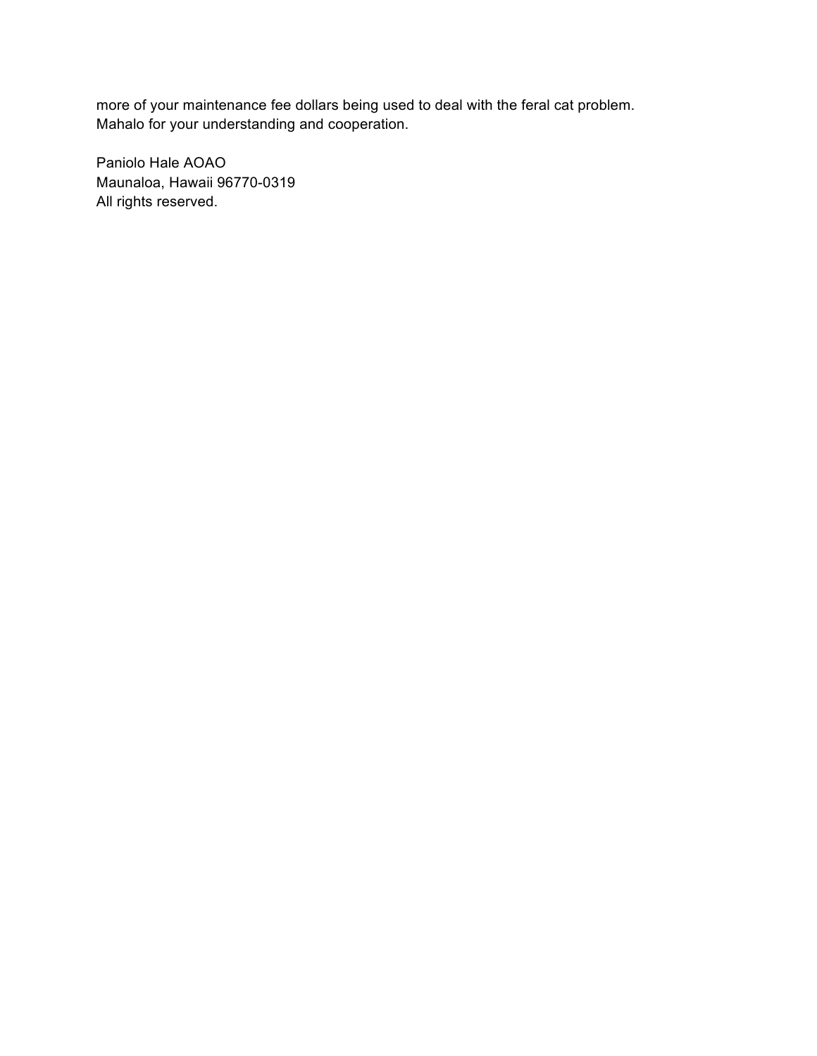more of your maintenance fee dollars being used to deal with the feral cat problem.
Mahalo for your understanding and cooperation.

Paniolo Hale AOAO
Maunaloa, Hawaii 96770-0319
All rights reserved.